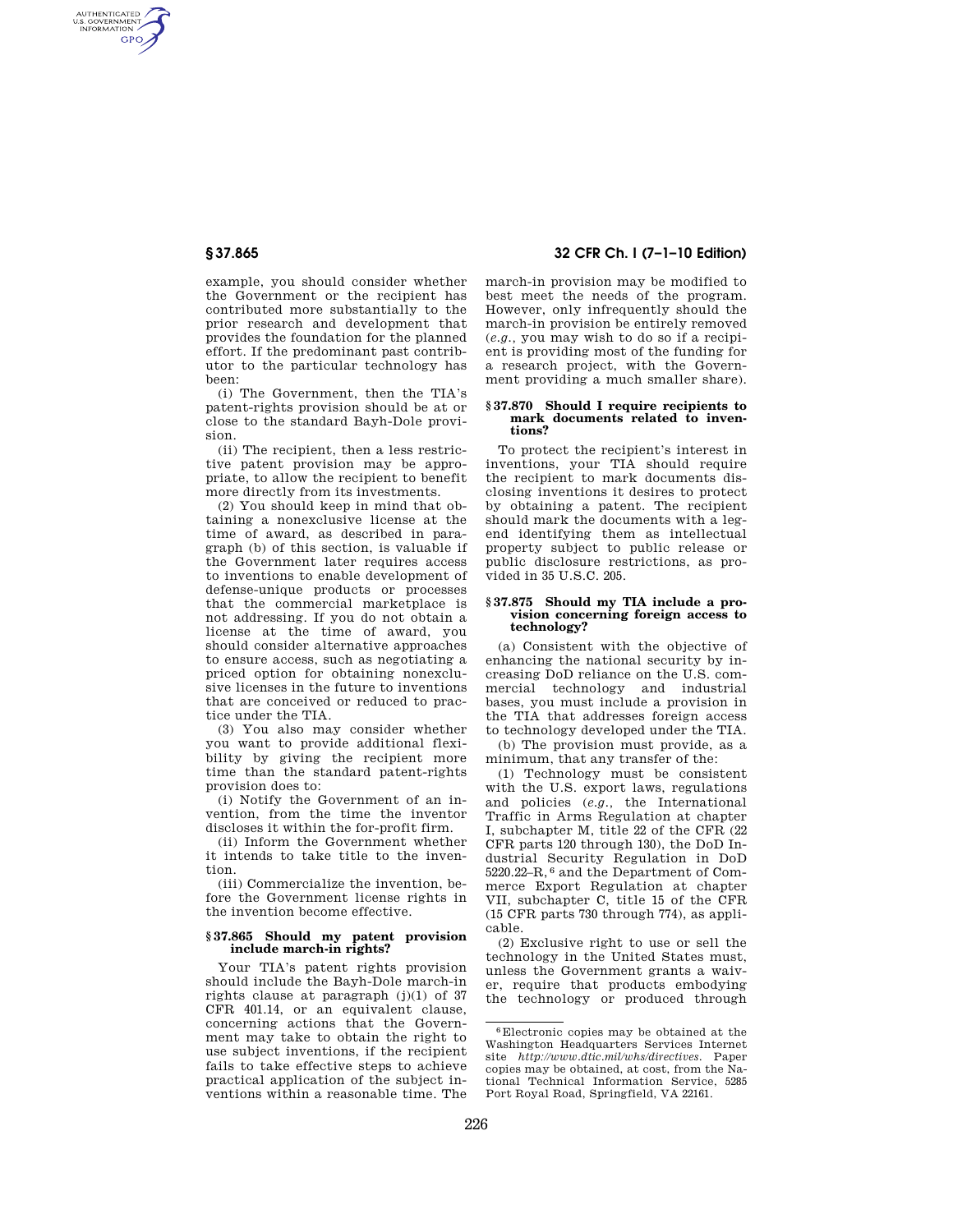example, you should consider whether the Government or the recipient has contributed more substantially to the prior research and development that provides the foundation for the planned effort. If the predominant past contributor to the particular technology has been:

(i) The Government, then the TIA's patent-rights provision should be at or close to the standard Bayh-Dole provision.

(ii) The recipient, then a less restrictive patent provision may be appropriate, to allow the recipient to benefit more directly from its investments.

(2) You should keep in mind that obtaining a nonexclusive license at the time of award, as described in paragraph (b) of this section, is valuable if the Government later requires access to inventions to enable development of defense-unique products or processes that the commercial marketplace is not addressing. If you do not obtain a license at the time of award, you should consider alternative approaches to ensure access, such as negotiating a priced option for obtaining nonexclusive licenses in the future to inventions that are conceived or reduced to practice under the TIA.

(3) You also may consider whether you want to provide additional flexibility by giving the recipient more time than the standard patent-rights provision does to:

(i) Notify the Government of an invention, from the time the inventor discloses it within the for-profit firm.

(ii) Inform the Government whether it intends to take title to the invention.

(iii) Commercialize the invention, before the Government license rights in the invention become effective.

### § 37.865 Should my patent provision include march-in rights?

Your TIA's patent rights provision should include the Bayh-Dole march-in rights clause at paragraph (j)(1) of 37 CFR 401.14, or an equivalent clause, concerning actions that the Government may take to obtain the right to use subject inventions, if the recipient fails to take effective steps to achieve practical application of the subject inventions within a reasonable time. The march-in provision may be modified to best meet the needs of the program. However, only infrequently should the march-in provision be entirely removed (*e.g.*, you may wish to do so if a recipient is providing most of the funding for a research project, with the Government providing a much smaller share).

### § 37.870 Should I require recipients to mark documents related to inventions?

To protect the recipient's interest in inventions, your TIA should require the recipient to mark documents disclosing inventions it desires to protect by obtaining a patent. The recipient should mark the documents with a legend identifying them as intellectual property subject to public release or public disclosure restrictions, as provided in 35 U.S.C. 205.

### § 37.875 Should my TIA include a provision concerning foreign access to technology?

(a) Consistent with the objective of enhancing the national security by increasing DoD reliance on the U.S. commercial technology and industrial bases, you must include a provision in the TIA that addresses foreign access to technology developed under the TIA.

(b) The provision must provide, as a minimum, that any transfer of the:

(1) Technology must be consistent with the U.S. export laws, regulations and policies (*e.g.*, the International Traffic in Arms Regulation at chapter I, subchapter M, title 22 of the CFR (22 CFR parts 120 through 130), the DoD Industrial Security Regulation in DoD 5220.22–R,[6] and the Department of Commerce Export Regulation at chapter VII, subchapter C, title 15 of the CFR (15 CFR parts 730 through 774), as applicable.

(2) Exclusive right to use or sell the technology in the United States must, unless the Government grants a waiver, require that products embodying the technology or produced through

---

[6] Electronic copies may be obtained at the Washington Headquarters Services Internet site *http://www.dtic.mil/whs/directives*. Paper copies may be obtained, at cost, from the National Technical Information Service, 5285 Port Royal Road, Springfield, VA 22161.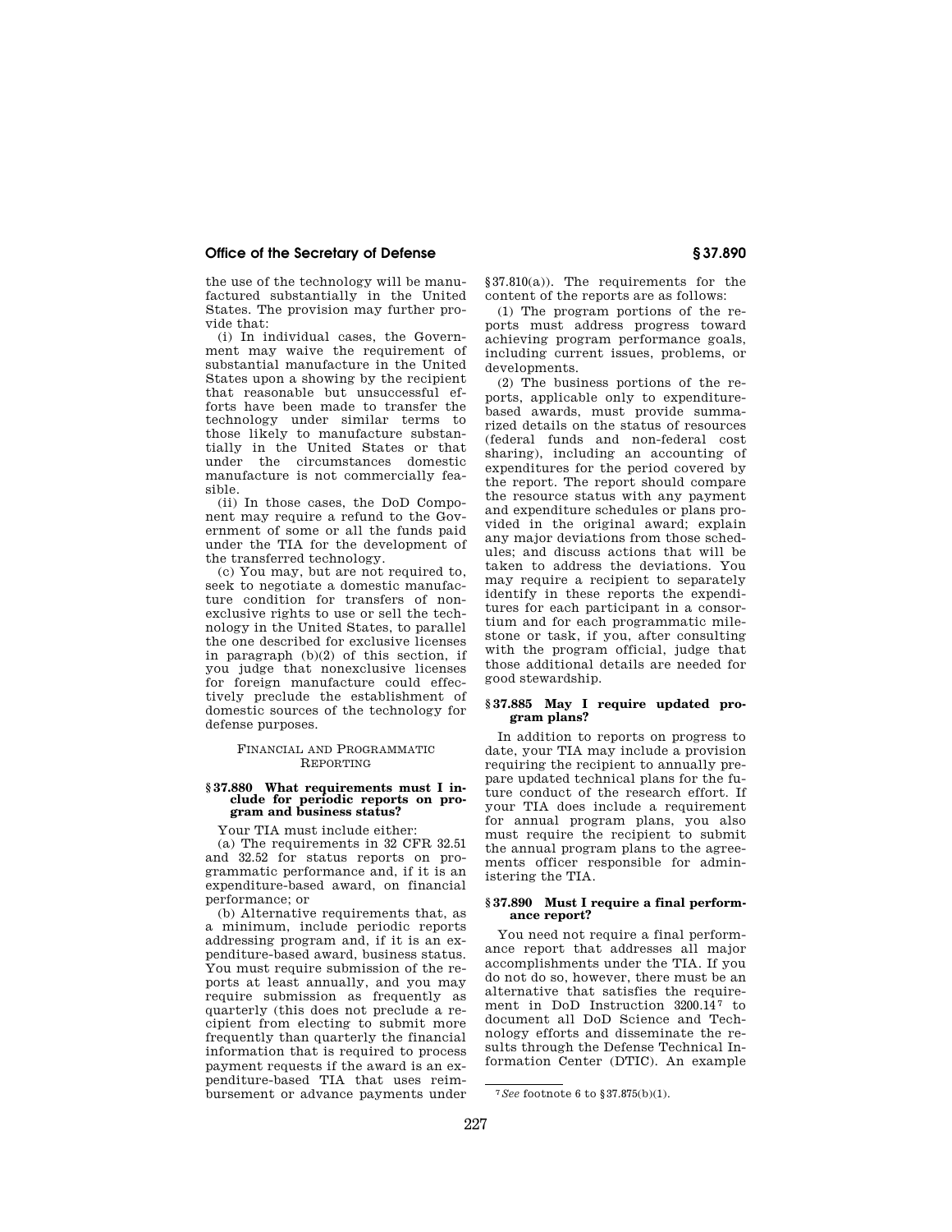the use of the technology will be manufactured substantially in the United States. The provision may further provide that:

(i) In individual cases, the Government may waive the requirement of substantial manufacture in the United States upon a showing by the recipient that reasonable but unsuccessful efforts have been made to transfer the technology under similar terms to those likely to manufacture substantially in the United States or that under the circumstances domestic manufacture is not commercially feasible.

(ii) In those cases, the DoD Component may require a refund to the Government of some or all the funds paid under the TIA for the development of the transferred technology.

(c) You may, but are not required to, seek to negotiate a domestic manufacture condition for transfers of nonexclusive rights to use or sell the technology in the United States, to parallel the one described for exclusive licenses in paragraph (b)(2) of this section, if you judge that nonexclusive licenses for foreign manufacture could effectively preclude the establishment of domestic sources of the technology for defense purposes.

FINANCIAL AND PROGRAMMATIC REPORTING

### § 37.880 What requirements must I include for periodic reports on program and business status?

Your TIA must include either:

(a) The requirements in 32 CFR 32.51 and 32.52 for status reports on programmatic performance and, if it is an expenditure-based award, on financial performance; or

(b) Alternative requirements that, as a minimum, include periodic reports addressing program and, if it is an expenditure-based award, business status. You must require submission of the reports at least annually, and you may require submission as frequently as quarterly (this does not preclude a recipient from electing to submit more frequently than quarterly the financial information that is required to process payment requests if the award is an expenditure-based TIA that uses reimbursement or advance payments under §37.810(a)). The requirements for the content of the reports are as follows:

(1) The program portions of the reports must address progress toward achieving program performance goals, including current issues, problems, or developments.

(2) The business portions of the reports, applicable only to expenditure-based awards, must provide summarized details on the status of resources (federal funds and non-federal cost sharing), including an accounting of expenditures for the period covered by the report. The report should compare the resource status with any payment and expenditure schedules or plans provided in the original award; explain any major deviations from those schedules; and discuss actions that will be taken to address the deviations. You may require a recipient to separately identify in these reports the expenditures for each participant in a consortium and for each programmatic milestone or task, if you, after consulting with the program official, judge that those additional details are needed for good stewardship.

### § 37.885 May I require updated program plans?

In addition to reports on progress to date, your TIA may include a provision requiring the recipient to annually prepare updated technical plans for the future conduct of the research effort. If your TIA does include a requirement for annual program plans, you also must require the recipient to submit the annual program plans to the agreements officer responsible for administering the TIA.

### § 37.890 Must I require a final performance report?

You need not require a final performance report that addresses all major accomplishments under the TIA. If you do not do so, however, there must be an alternative that satisfies the requirement in DoD Instruction 3200.14[7] to document all DoD Science and Technology efforts and disseminate the results through the Defense Technical Information Center (DTIC). An example

[7] *See* footnote 6 to §37.875(b)(1).